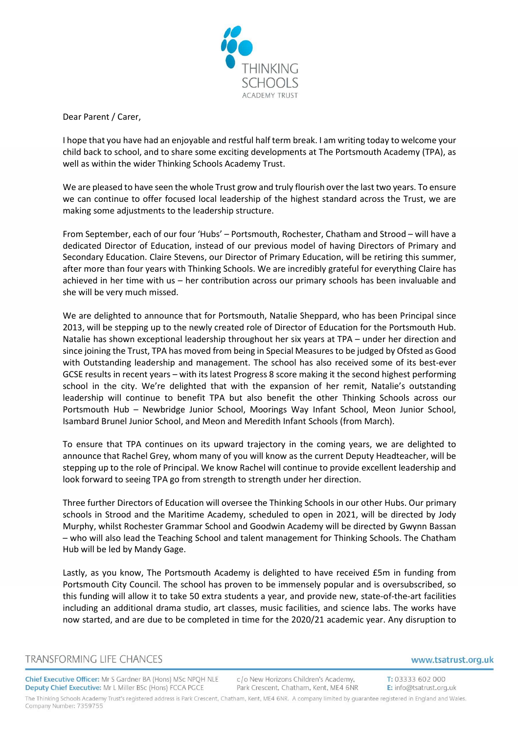THINKING SCHOOLS
ACADEMY TRUST

Dear Parent / Carer,

I hope that you have had an enjoyable and restful half term break. I am writing today to welcome your child back to school, and to share some exciting developments at The Portsmouth Academy (TPA), as well as within the wider Thinking Schools Academy Trust.

We are pleased to have seen the whole Trust grow and truly flourish over the last two years. To ensure we can continue to offer focused local leadership of the highest standard across the Trust, we are making some adjustments to the leadership structure.

From September, each of our four 'Hubs' – Portsmouth, Rochester, Chatham and Strood – will have a dedicated Director of Education, instead of our previous model of having Directors of Primary and Secondary Education. Claire Stevens, our Director of Primary Education, will be retiring this summer, after more than four years with Thinking Schools. We are incredibly grateful for everything Claire has achieved in her time with us – her contribution across our primary schools has been invaluable and she will be very much missed.

We are delighted to announce that for Portsmouth, Natalie Sheppard, who has been Principal since 2013, will be stepping up to the newly created role of Director of Education for the Portsmouth Hub. Natalie has shown exceptional leadership throughout her six years at TPA – under her direction and since joining the Trust, TPA has moved from being in Special Measures to be judged by Ofsted as Good with Outstanding leadership and management. The school has also received some of its best-ever GCSE results in recent years – with its latest Progress 8 score making it the second highest performing school in the city. We're delighted that with the expansion of her remit, Natalie's outstanding leadership will continue to benefit TPA but also benefit the other Thinking Schools across our Portsmouth Hub – Newbridge Junior School, Moorings Way Infant School, Meon Junior School, Isambard Brunel Junior School, and Meon and Meredith Infant Schools (from March).

To ensure that TPA continues on its upward trajectory in the coming years, we are delighted to announce that Rachel Grey, whom many of you will know as the current Deputy Headteacher, will be stepping up to the role of Principal. We know Rachel will continue to provide excellent leadership and look forward to seeing TPA go from strength to strength under her direction.

Three further Directors of Education will oversee the Thinking Schools in our other Hubs. Our primary schools in Strood and the Maritime Academy, scheduled to open in 2021, will be directed by Jody Murphy, whilst Rochester Grammar School and Goodwin Academy will be directed by Gwynn Bassan – who will also lead the Teaching School and talent management for Thinking Schools. The Chatham Hub will be led by Mandy Gage.

Lastly, as you know, The Portsmouth Academy is delighted to have received £5m in funding from Portsmouth City Council. The school has proven to be immensely popular and is oversubscribed, so this funding will allow it to take 50 extra students a year, and provide new, state-of-the-art facilities including an additional drama studio, art classes, music facilities, and science labs. The works have now started, and are due to be completed in time for the 2020/21 academic year. Any disruption to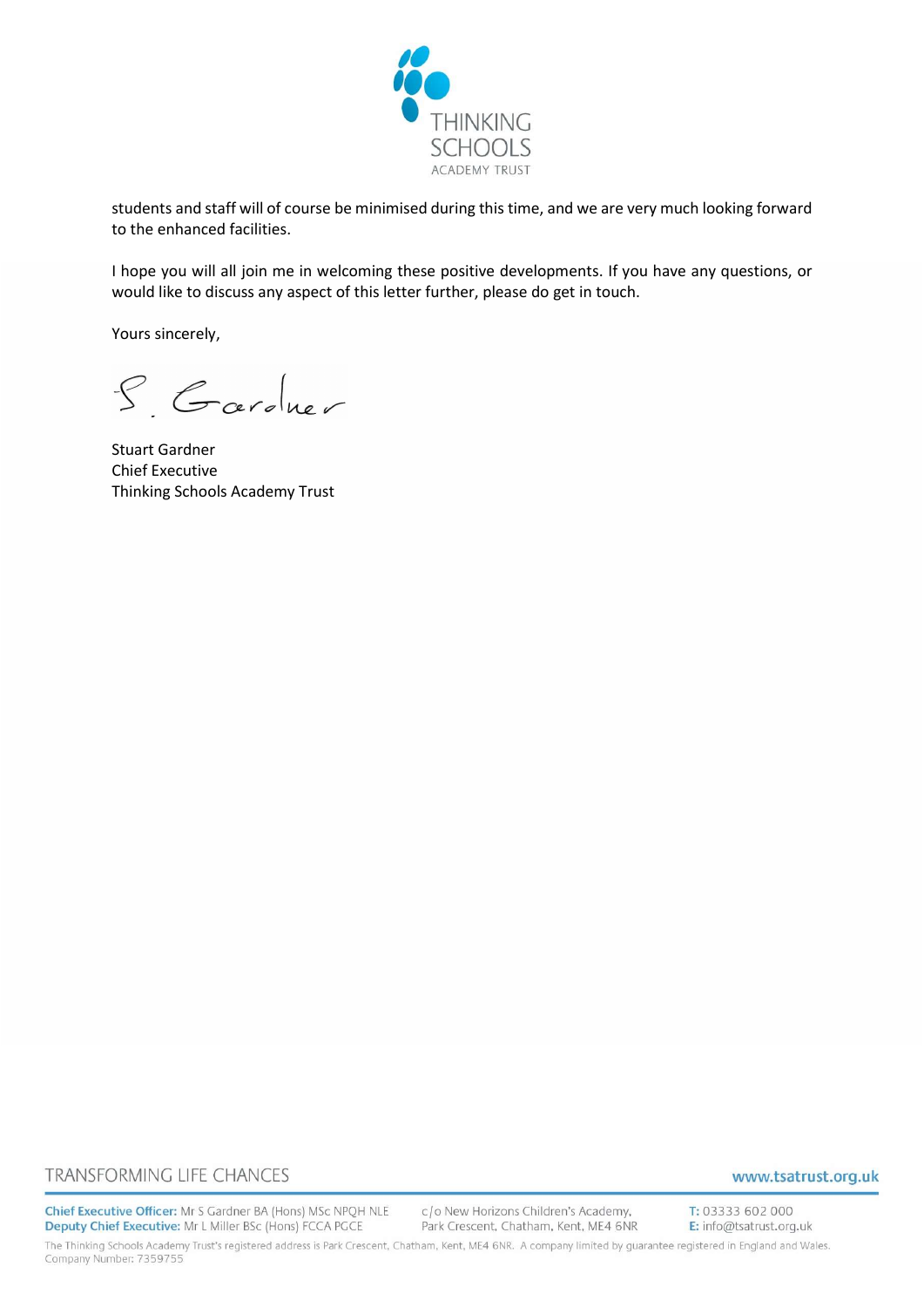students and staff will of course be minimised during this time, and we are very much looking forward to the enhanced facilities.

I hope you will all join me in welcoming these positive developments. If you have any questions, or would like to discuss any aspect of this letter further, please do get in touch.

Yours sincerely,

S. Gardner

Stuart Gardner
Chief Executive
Thinking Schools Academy Trust